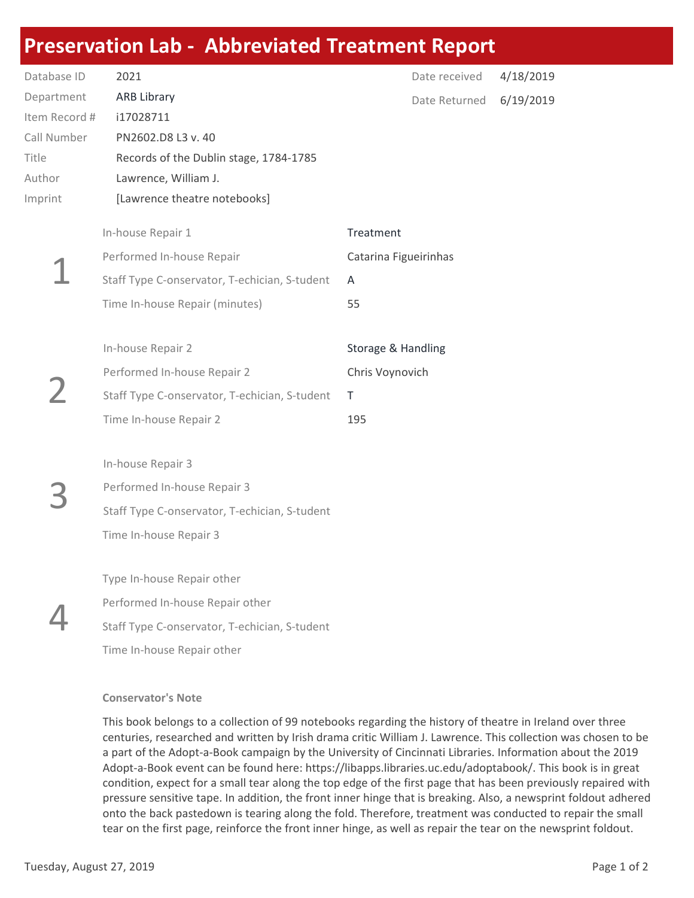# Preservation Lab - Abbreviated Treatment Report

| | | | |
|---|---|---|---|
| Database ID | 2021 | Date received | 4/18/2019 |
| Department | ARB Library | Date Returned | 6/19/2019 |
| Item Record # | i17028711 | | |
| Call Number | PN2602.D8 L3 v. 40 | | |
| Title | Records of the Dublin stage, 1784-1785 | | |
| Author | Lawrence, William J. | | |
| Imprint | [Lawrence theatre notebooks] | | |

## 1

| | |
|---|---|
| In-house Repair 1 | Treatment |
| Performed In-house Repair | Catarina Figueirinhas |
| Staff Type C-onservator, T-echician, S-tudent | A |
| Time In-house Repair (minutes) | 55 |

## 2

| | |
|---|---|
| In-house Repair 2 | Storage & Handling |
| Performed In-house Repair 2 | Chris Voynovich |
| Staff Type C-onservator, T-echician, S-tudent | T |
| Time In-house Repair 2 | 195 |

## 3

| | |
|---|---|
| In-house Repair 3 | |
| Performed In-house Repair 3 | |
| Staff Type C-onservator, T-echician, S-tudent | |
| Time In-house Repair 3 | |

## 4

| | |
|---|---|
| Type In-house Repair other | |
| Performed In-house Repair other | |
| Staff Type C-onservator, T-echician, S-tudent | |
| Time In-house Repair other | |

**Conservator's Note**

This book belongs to a collection of 99 notebooks regarding the history of theatre in Ireland over three centuries, researched and written by Irish drama critic William J. Lawrence. This collection was chosen to be a part of the Adopt-a-Book campaign by the University of Cincinnati Libraries. Information about the 2019 Adopt-a-Book event can be found here: https://libapps.libraries.uc.edu/adoptabook/. This book is in great condition, expect for a small tear along the top edge of the first page that has been previously repaired with pressure sensitive tape. In addition, the front inner hinge that is breaking. Also, a newsprint foldout adhered onto the back pastedown is tearing along the fold. Therefore, treatment was conducted to repair the small tear on the first page, reinforce the front inner hinge, as well as repair the tear on the newsprint foldout.

Tuesday, August 27, 2019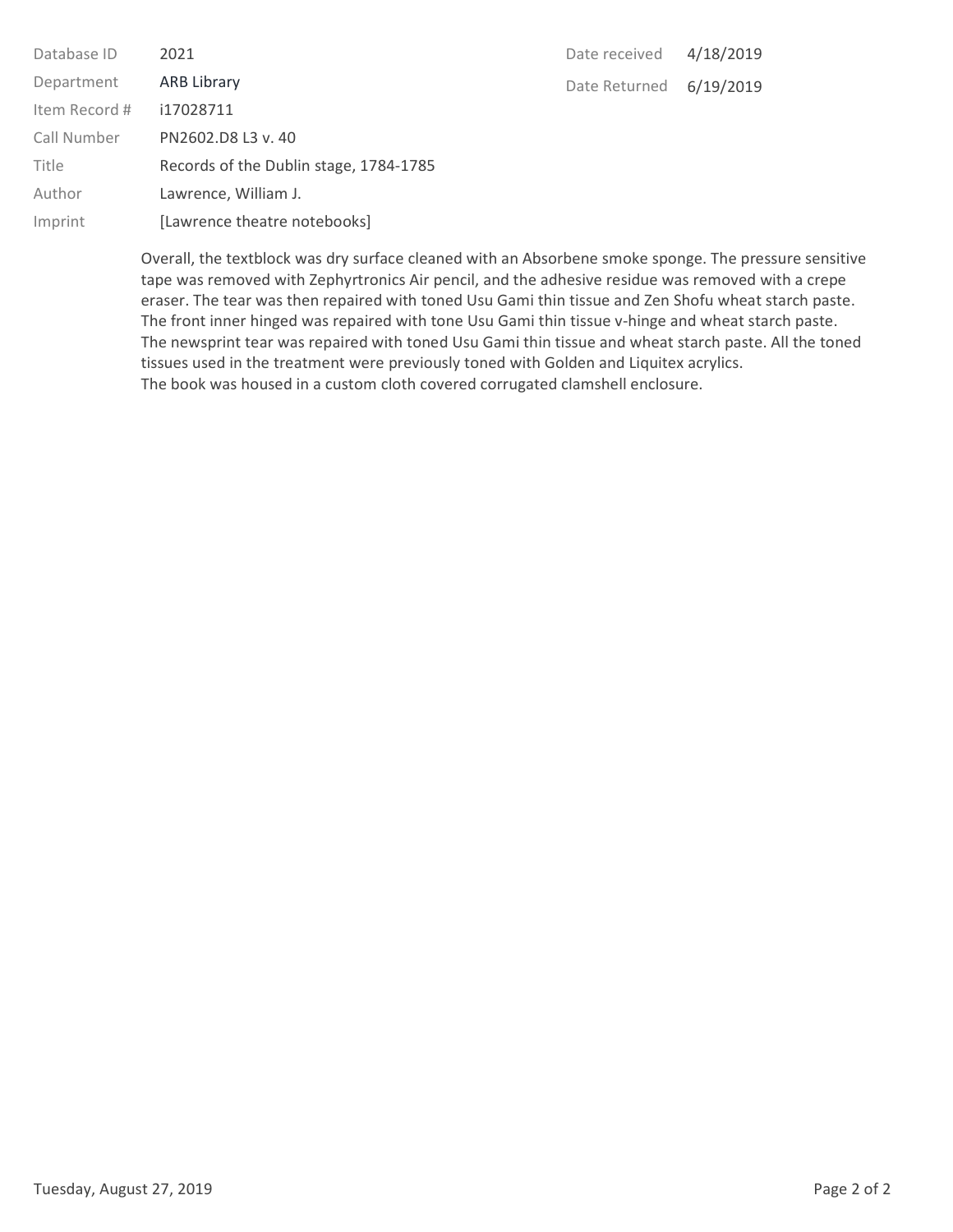| | |
| --- | --- |
| Database ID | 2021 |
| Department | ARB Library |
| Item Record # | i17028711 |
| Call Number | PN2602.D8 L3 v. 40 |
| Title | Records of the Dublin stage, 1784-1785 |
| Author | Lawrence, William J. |
| Imprint | [Lawrence theatre notebooks] |

| | |
| --- | --- |
| Date received | 4/18/2019 |
| Date Returned | 6/19/2019 |

Overall, the textblock was dry surface cleaned with an Absorbene smoke sponge. The pressure sensitive tape was removed with Zephyrtronics Air pencil, and the adhesive residue was removed with a crepe eraser. The tear was then repaired with toned Usu Gami thin tissue and Zen Shofu wheat starch paste. The front inner hinged was repaired with tone Usu Gami thin tissue v-hinge and wheat starch paste. The newsprint tear was repaired with toned Usu Gami thin tissue and wheat starch paste. All the toned tissues used in the treatment were previously toned with Golden and Liquitex acrylics.
The book was housed in a custom cloth covered corrugated clamshell enclosure.

Tuesday, August 27, 2019